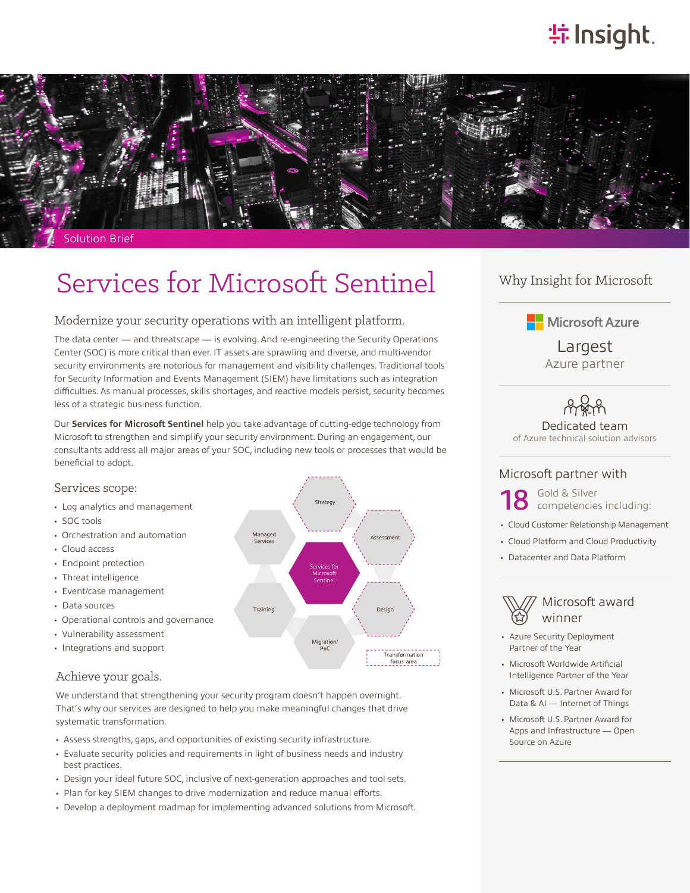Solution Brief

# Services for Microsoft Sentinel

## Modernize your security operations with an intelligent platform.

The data center — and threatscape — is evolving. And re-engineering the Security Operations Center (SOC) is more critical than ever. IT assets are sprawling and diverse, and multi-vendor security environments are notorious for management and visibility challenges. Traditional tools for Security Information and Events Management (SIEM) have limitations such as integration difficulties. As manual processes, skills shortages, and reactive models persist, security becomes less of a strategic business function.

Our **Services for Microsoft Sentinel** help you take advantage of cutting-edge technology from Microsoft to strengthen and simplify your security environment. During an engagement, our consultants address all major areas of your SOC, including new tools or processes that would be beneficial to adopt.

### Services scope:

- Log analytics and management
- SOC tools
- Orchestration and automation
- Cloud access
- Endpoint protection
- Threat intelligence
- Event/case management
- Data sources
- Operational controls and governance
- Vulnerability assessment
- Integrations and support

Strategy | Assessment | Design | Migration/PoC | Training | Managed Services | Services for Microsoft Sentinel | Transformation focus area

### Achieve your goals.

We understand that strengthening your security program doesn't happen overnight. That's why our services are designed to help you make meaningful changes that drive systematic transformation.

- Assess strengths, gaps, and opportunities of existing security infrastructure.
- Evaluate security policies and requirements in light of business needs and industry best practices.
- Design your ideal future SOC, inclusive of next-generation approaches and tool sets.
- Plan for key SIEM changes to drive modernization and reduce manual efforts.
- Develop a deployment roadmap for implementing advanced solutions from Microsoft.

## Why Insight for Microsoft

Microsoft Azure

**Largest**
Azure partner

**Dedicated team**
of Azure technical solution advisors

### Microsoft partner with

**18** Gold & Silver competencies including:

- Cloud Customer Relationship Management
- Cloud Platform and Cloud Productivity
- Datacenter and Data Platform

### Microsoft award winner

- Azure Security Deployment Partner of the Year
- Microsoft Worldwide Artificial Intelligence Partner of the Year
- Microsoft U.S. Partner Award for Data & AI — Internet of Things
- Microsoft U.S. Partner Award for Apps and Infrastructure — Open Source on Azure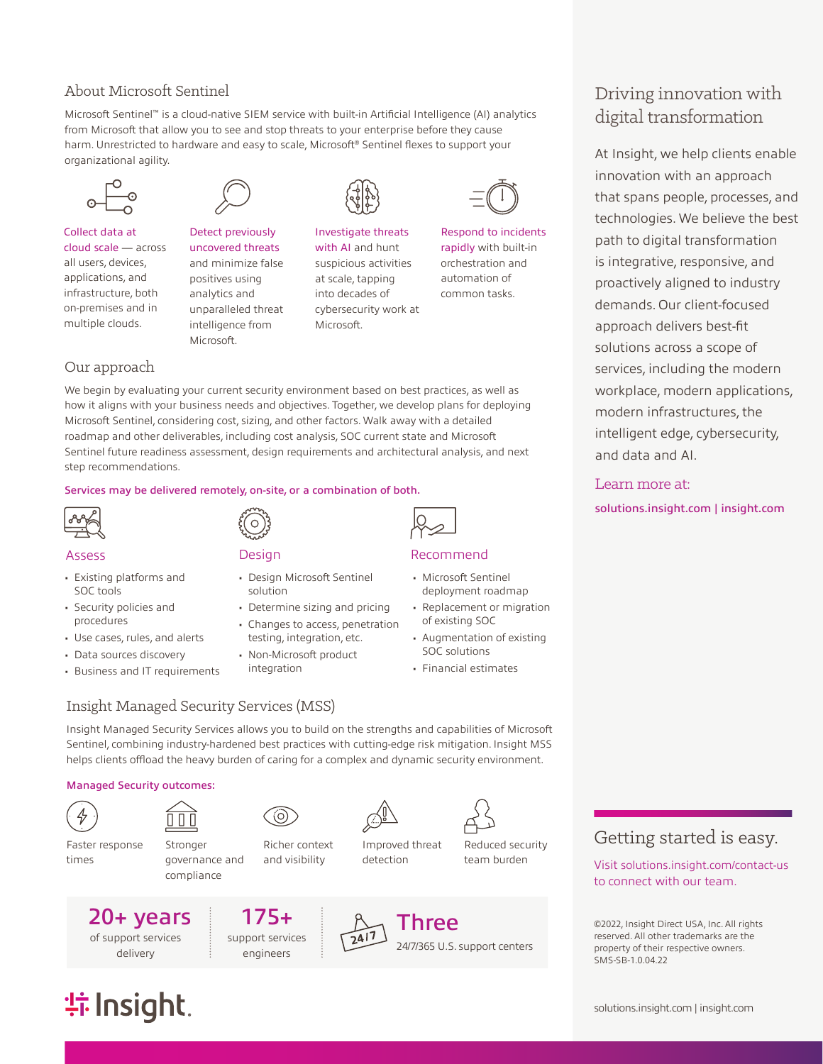## About Microsoft Sentinel

Microsoft Sentinel™ is a cloud-native SIEM service with built-in Artificial Intelligence (AI) analytics from Microsoft that allow you to see and stop threats to your enterprise before they cause harm. Unrestricted to hardware and easy to scale, Microsoft® Sentinel flexes to support your organizational agility.

**Collect data at cloud scale** — across all users, devices, applications, and infrastructure, both on-premises and in multiple clouds.

**Detect previously uncovered threats** and minimize false positives using analytics and unparalleled threat intelligence from Microsoft.

**Investigate threats with AI** and hunt suspicious activities at scale, tapping into decades of cybersecurity work at Microsoft.

**Respond to incidents rapidly** with built-in orchestration and automation of common tasks.

## Our approach

We begin by evaluating your current security environment based on best practices, as well as how it aligns with your business needs and objectives. Together, we develop plans for deploying Microsoft Sentinel, considering cost, sizing, and other factors. Walk away with a detailed roadmap and other deliverables, including cost analysis, SOC current state and Microsoft Sentinel future readiness assessment, design requirements and architectural analysis, and next step recommendations.

Services may be delivered remotely, on-site, or a combination of both.

### Assess

- Existing platforms and SOC tools
- Security policies and procedures
- Use cases, rules, and alerts
- Data sources discovery
- Business and IT requirements

### Design

- Design Microsoft Sentinel solution
- Determine sizing and pricing
- Changes to access, penetration testing, integration, etc.
- Non-Microsoft product integration

### Recommend

- Microsoft Sentinel deployment roadmap
- Replacement or migration of existing SOC
- Augmentation of existing SOC solutions
- Financial estimates

## Insight Managed Security Services (MSS)

Insight Managed Security Services allows you to build on the strengths and capabilities of Microsoft Sentinel, combining industry-hardened best practices with cutting-edge risk mitigation. Insight MSS helps clients offload the heavy burden of caring for a complex and dynamic security environment.

**Managed Security outcomes:**

- Faster response times
- Stronger governance and compliance
- Richer context and visibility
- Improved threat detection
- Reduced security team burden

**20+ years** of support services delivery

**175+** support services engineers

**Three** 24/7/365 U.S. support centers

Insight.

## Driving innovation with digital transformation

At Insight, we help clients enable innovation with an approach that spans people, processes, and technologies. We believe the best path to digital transformation is integrative, responsive, and proactively aligned to industry demands. Our client-focused approach delivers best-fit solutions across a scope of services, including the modern workplace, modern applications, modern infrastructures, the intelligent edge, cybersecurity, and data and AI.

Learn more at:

solutions.insight.com | insight.com

## Getting started is easy.

Visit solutions.insight.com/contact-us to connect with our team.

©2022, Insight Direct USA, Inc. All rights reserved. All other trademarks are the property of their respective owners. SMS-SB-1.0.04.22

solutions.insight.com | insight.com